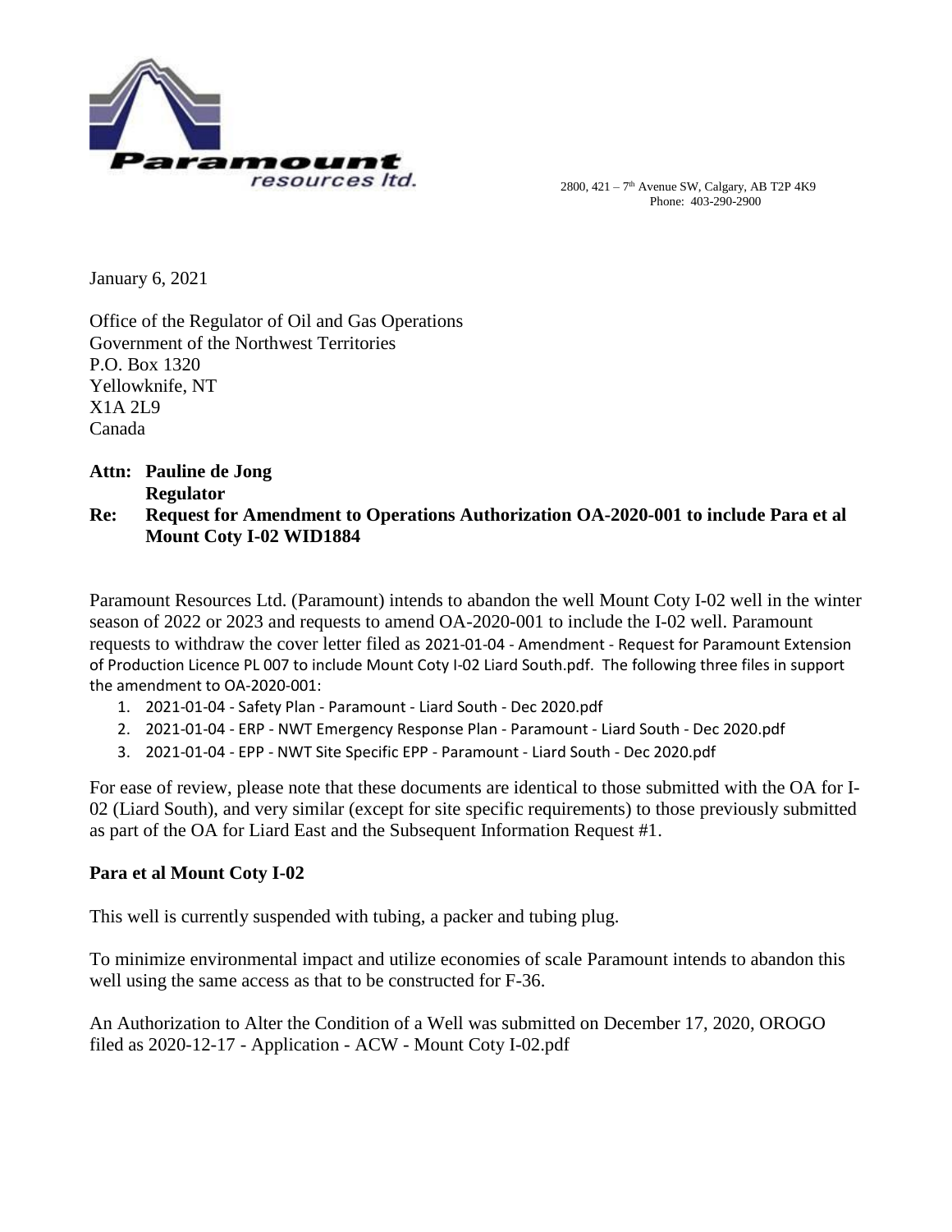**Paramount resources ltd.**

2800, 421 – 7th Avenue SW, Calgary, AB T2P 4K9
Phone: 403-290-2900

January 6, 2021

Office of the Regulator of Oil and Gas Operations
Government of the Northwest Territories
P.O. Box 1320
Yellowknife, NT
X1A 2L9
Canada

**Attn: Pauline de Jong**
**Regulator**

**Re: Request for Amendment to Operations Authorization OA-2020-001 to include Para et al Mount Coty I-02 WID1884**

Paramount Resources Ltd. (Paramount) intends to abandon the well Mount Coty I-02 well in the winter season of 2022 or 2023 and requests to amend OA-2020-001 to include the I-02 well. Paramount requests to withdraw the cover letter filed as 2021-01-04 - Amendment - Request for Paramount Extension of Production Licence PL 007 to include Mount Coty I-02 Liard South.pdf. The following three files in support the amendment to OA-2020-001:

1. 2021-01-04 - Safety Plan - Paramount - Liard South - Dec 2020.pdf
2. 2021-01-04 - ERP - NWT Emergency Response Plan - Paramount - Liard South - Dec 2020.pdf
3. 2021-01-04 - EPP - NWT Site Specific EPP - Paramount - Liard South - Dec 2020.pdf

For ease of review, please note that these documents are identical to those submitted with the OA for I-02 (Liard South), and very similar (except for site specific requirements) to those previously submitted as part of the OA for Liard East and the Subsequent Information Request #1.

**Para et al Mount Coty I-02**

This well is currently suspended with tubing, a packer and tubing plug.

To minimize environmental impact and utilize economies of scale Paramount intends to abandon this well using the same access as that to be constructed for F-36.

An Authorization to Alter the Condition of a Well was submitted on December 17, 2020, OROGO filed as 2020-12-17 - Application - ACW - Mount Coty I-02.pdf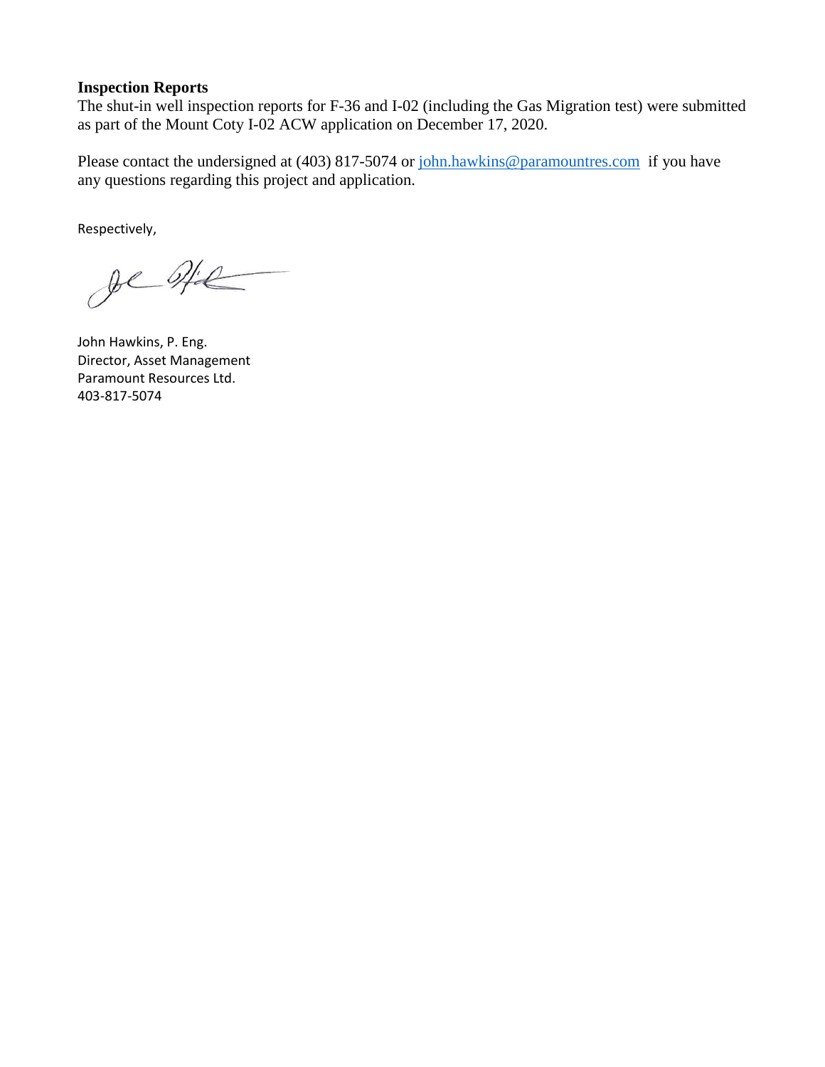**Inspection Reports**

The shut-in well inspection reports for F-36 and I-02 (including the Gas Migration test) were submitted as part of the Mount Coty I-02 ACW application on December 17, 2020.

Please contact the undersigned at (403) 817-5074 or john.hawkins@paramountres.com if you have any questions regarding this project and application.

Respectively,

John Hawkins, P. Eng.
Director, Asset Management
Paramount Resources Ltd.
403-817-5074